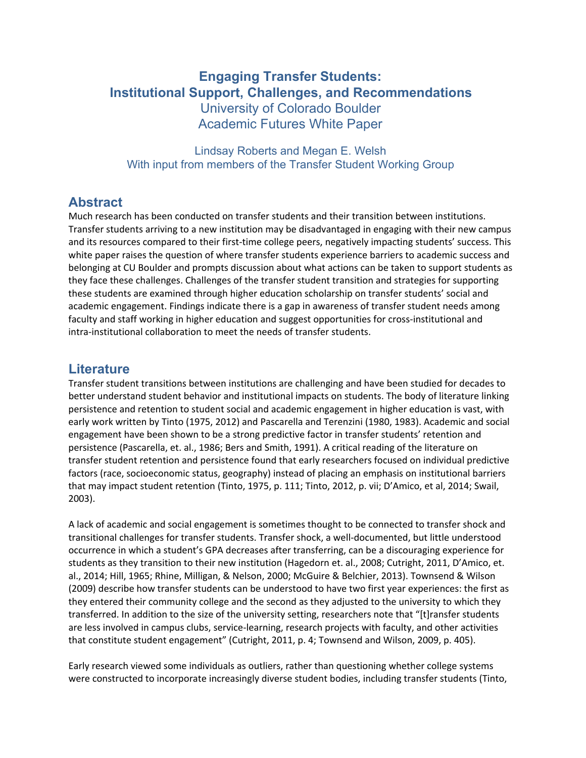# Engaging Transfer Students: Institutional Support, Challenges, and Recommendations

University of Colorado Boulder
Academic Futures White Paper

Lindsay Roberts and Megan E. Welsh
With input from members of the Transfer Student Working Group

## Abstract

Much research has been conducted on transfer students and their transition between institutions. Transfer students arriving to a new institution may be disadvantaged in engaging with their new campus and its resources compared to their first-time college peers, negatively impacting students' success. This white paper raises the question of where transfer students experience barriers to academic success and belonging at CU Boulder and prompts discussion about what actions can be taken to support students as they face these challenges. Challenges of the transfer student transition and strategies for supporting these students are examined through higher education scholarship on transfer students' social and academic engagement. Findings indicate there is a gap in awareness of transfer student needs among faculty and staff working in higher education and suggest opportunities for cross-institutional and intra-institutional collaboration to meet the needs of transfer students.

## Literature

Transfer student transitions between institutions are challenging and have been studied for decades to better understand student behavior and institutional impacts on students. The body of literature linking persistence and retention to student social and academic engagement in higher education is vast, with early work written by Tinto (1975, 2012) and Pascarella and Terenzini (1980, 1983). Academic and social engagement have been shown to be a strong predictive factor in transfer students' retention and persistence (Pascarella, et. al., 1986; Bers and Smith, 1991). A critical reading of the literature on transfer student retention and persistence found that early researchers focused on individual predictive factors (race, socioeconomic status, geography) instead of placing an emphasis on institutional barriers that may impact student retention (Tinto, 1975, p. 111; Tinto, 2012, p. vii; D'Amico, et al, 2014; Swail, 2003).

A lack of academic and social engagement is sometimes thought to be connected to transfer shock and transitional challenges for transfer students. Transfer shock, a well-documented, but little understood occurrence in which a student's GPA decreases after transferring, can be a discouraging experience for students as they transition to their new institution (Hagedorn et. al., 2008; Cutright, 2011, D'Amico, et. al., 2014; Hill, 1965; Rhine, Milligan, & Nelson, 2000; McGuire & Belchier, 2013). Townsend & Wilson (2009) describe how transfer students can be understood to have two first year experiences: the first as they entered their community college and the second as they adjusted to the university to which they transferred. In addition to the size of the university setting, researchers note that "[t]ransfer students are less involved in campus clubs, service-learning, research projects with faculty, and other activities that constitute student engagement" (Cutright, 2011, p. 4; Townsend and Wilson, 2009, p. 405).

Early research viewed some individuals as outliers, rather than questioning whether college systems were constructed to incorporate increasingly diverse student bodies, including transfer students (Tinto,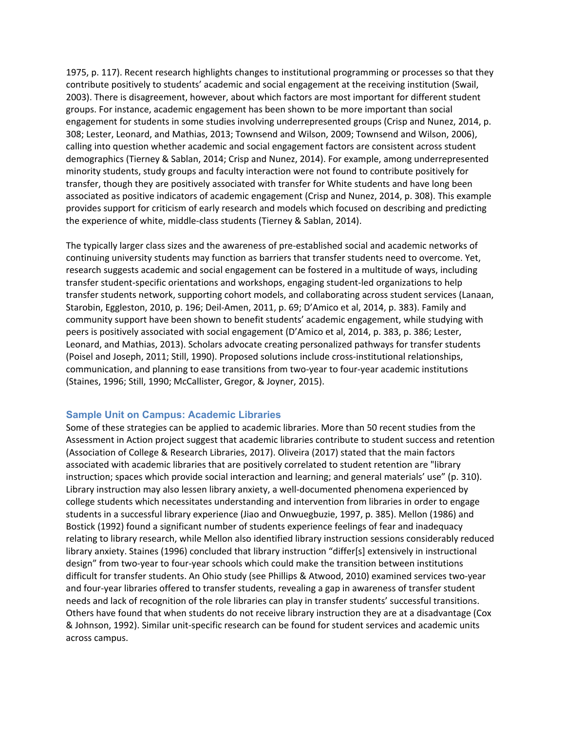1975, p. 117). Recent research highlights changes to institutional programming or processes so that they contribute positively to students' academic and social engagement at the receiving institution (Swail, 2003). There is disagreement, however, about which factors are most important for different student groups. For instance, academic engagement has been shown to be more important than social engagement for students in some studies involving underrepresented groups (Crisp and Nunez, 2014, p. 308; Lester, Leonard, and Mathias, 2013; Townsend and Wilson, 2009; Townsend and Wilson, 2006), calling into question whether academic and social engagement factors are consistent across student demographics (Tierney & Sablan, 2014; Crisp and Nunez, 2014). For example, among underrepresented minority students, study groups and faculty interaction were not found to contribute positively for transfer, though they are positively associated with transfer for White students and have long been associated as positive indicators of academic engagement (Crisp and Nunez, 2014, p. 308). This example provides support for criticism of early research and models which focused on describing and predicting the experience of white, middle-class students (Tierney & Sablan, 2014).

The typically larger class sizes and the awareness of pre-established social and academic networks of continuing university students may function as barriers that transfer students need to overcome. Yet, research suggests academic and social engagement can be fostered in a multitude of ways, including transfer student-specific orientations and workshops, engaging student-led organizations to help transfer students network, supporting cohort models, and collaborating across student services (Lanaan, Starobin, Eggleston, 2010, p. 196; Deil-Amen, 2011, p. 69; D'Amico et al, 2014, p. 383). Family and community support have been shown to benefit students' academic engagement, while studying with peers is positively associated with social engagement (D'Amico et al, 2014, p. 383, p. 386; Lester, Leonard, and Mathias, 2013). Scholars advocate creating personalized pathways for transfer students (Poisel and Joseph, 2011; Still, 1990). Proposed solutions include cross-institutional relationships, communication, and planning to ease transitions from two-year to four-year academic institutions (Staines, 1996; Still, 1990; McCallister, Gregor, & Joyner, 2015).

### Sample Unit on Campus: Academic Libraries

Some of these strategies can be applied to academic libraries. More than 50 recent studies from the Assessment in Action project suggest that academic libraries contribute to student success and retention (Association of College & Research Libraries, 2017). Oliveira (2017) stated that the main factors associated with academic libraries that are positively correlated to student retention are "library instruction; spaces which provide social interaction and learning; and general materials' use" (p. 310). Library instruction may also lessen library anxiety, a well-documented phenomena experienced by college students which necessitates understanding and intervention from libraries in order to engage students in a successful library experience (Jiao and Onwuegbuzie, 1997, p. 385). Mellon (1986) and Bostick (1992) found a significant number of students experience feelings of fear and inadequacy relating to library research, while Mellon also identified library instruction sessions considerably reduced library anxiety. Staines (1996) concluded that library instruction "differ[s] extensively in instructional design" from two-year to four-year schools which could make the transition between institutions difficult for transfer students. An Ohio study (see Phillips & Atwood, 2010) examined services two-year and four-year libraries offered to transfer students, revealing a gap in awareness of transfer student needs and lack of recognition of the role libraries can play in transfer students' successful transitions. Others have found that when students do not receive library instruction they are at a disadvantage (Cox & Johnson, 1992). Similar unit-specific research can be found for student services and academic units across campus.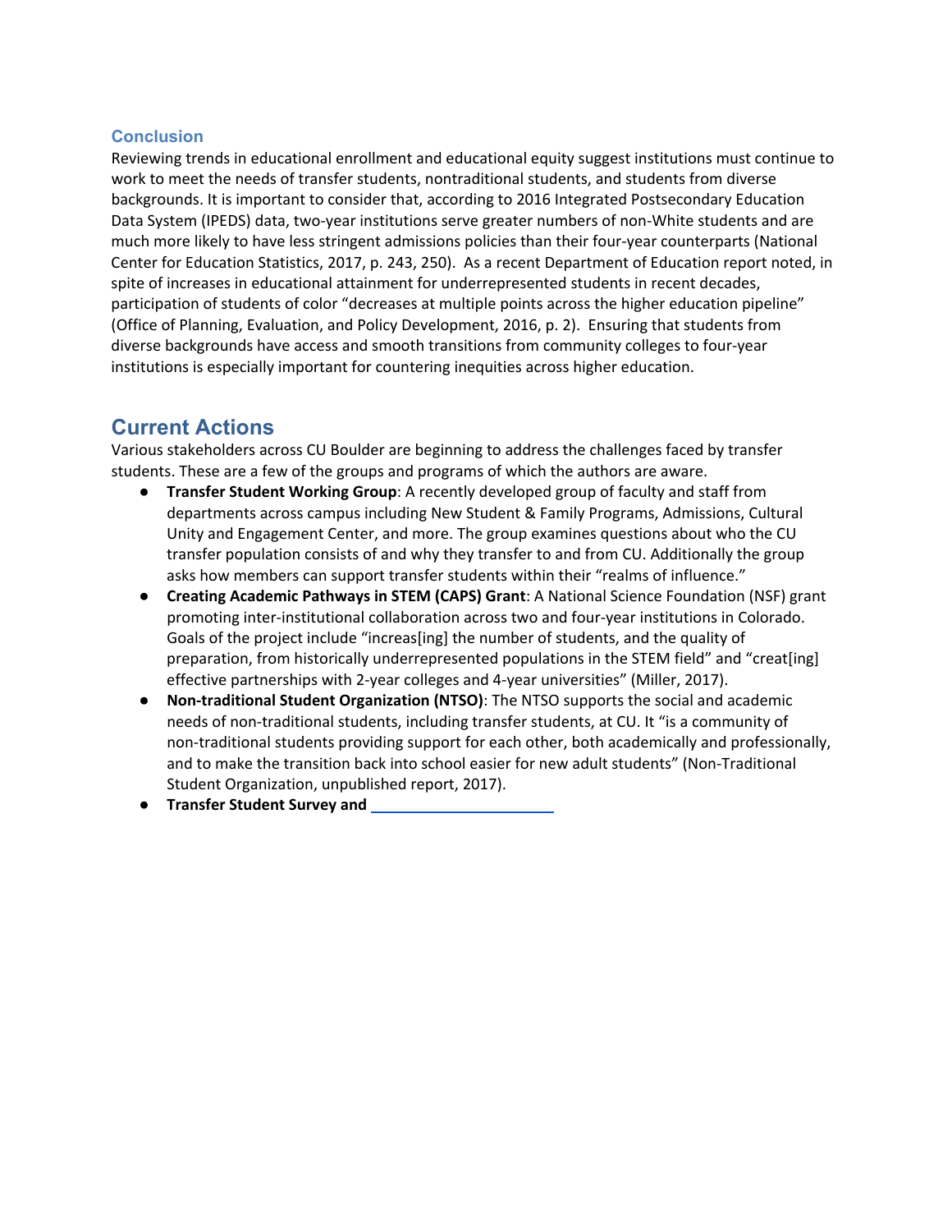### Conclusion

Reviewing trends in educational enrollment and educational equity suggest institutions must continue to work to meet the needs of transfer students, nontraditional students, and students from diverse backgrounds. It is important to consider that, according to 2016 Integrated Postsecondary Education Data System (IPEDS) data, two-year institutions serve greater numbers of non-White students and are much more likely to have less stringent admissions policies than their four-year counterparts (National Center for Education Statistics, 2017, p. 243, 250). As a recent Department of Education report noted, in spite of increases in educational attainment for underrepresented students in recent decades, participation of students of color "decreases at multiple points across the higher education pipeline" (Office of Planning, Evaluation, and Policy Development, 2016, p. 2). Ensuring that students from diverse backgrounds have access and smooth transitions from community colleges to four-year institutions is especially important for countering inequities across higher education.

## Current Actions

Various stakeholders across CU Boulder are beginning to address the challenges faced by transfer students. These are a few of the groups and programs of which the authors are aware.

- **Transfer Student Working Group**: A recently developed group of faculty and staff from departments across campus including New Student & Family Programs, Admissions, Cultural Unity and Engagement Center, and more. The group examines questions about who the CU transfer population consists of and why they transfer to and from CU. Additionally the group asks how members can support transfer students within their "realms of influence."
- **Creating Academic Pathways in STEM (CAPS) Grant**: A National Science Foundation (NSF) grant promoting inter-institutional collaboration across two and four-year institutions in Colorado. Goals of the project include "increas[ing] the number of students, and the quality of preparation, from historically underrepresented populations in the STEM field" and "creat[ing] effective partnerships with 2-year colleges and 4-year universities" (Miller, 2017).
- **Non-traditional Student Organization (NTSO)**: The NTSO supports the social and academic needs of non-traditional students, including transfer students, at CU. It "is a community of non-traditional students providing support for each other, both academically and professionally, and to make the transition back into school easier for new adult students" (Non-Traditional Student Organization, unpublished report, 2017).
- **Transfer Student Survey and**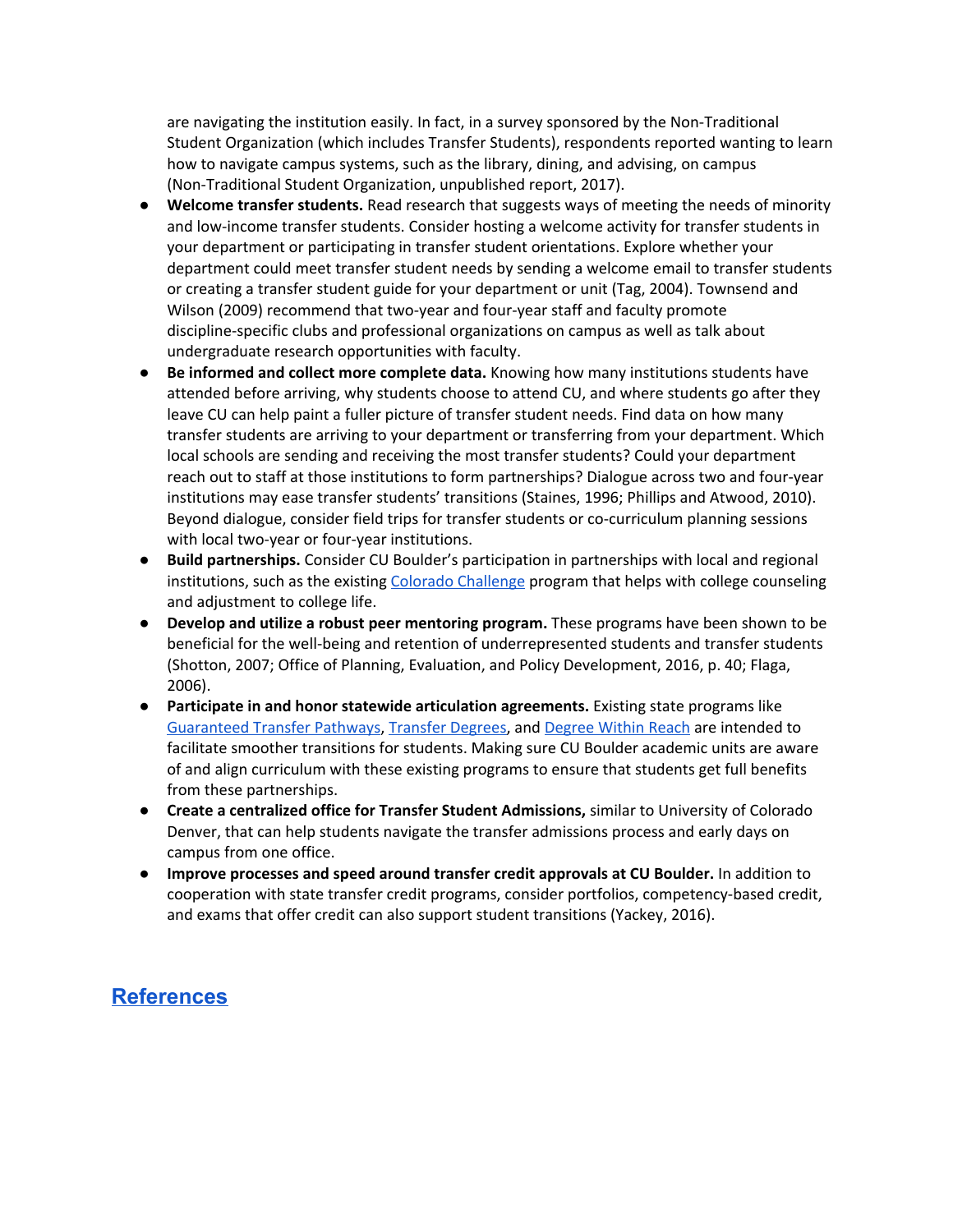are navigating the institution easily. In fact, in a survey sponsored by the Non-Traditional Student Organization (which includes Transfer Students), respondents reported wanting to learn how to navigate campus systems, such as the library, dining, and advising, on campus (Non-Traditional Student Organization, unpublished report, 2017).

- **Welcome transfer students.** Read research that suggests ways of meeting the needs of minority and low-income transfer students. Consider hosting a welcome activity for transfer students in your department or participating in transfer student orientations. Explore whether your department could meet transfer student needs by sending a welcome email to transfer students or creating a transfer student guide for your department or unit (Tag, 2004). Townsend and Wilson (2009) recommend that two-year and four-year staff and faculty promote discipline-specific clubs and professional organizations on campus as well as talk about undergraduate research opportunities with faculty.
- **Be informed and collect more complete data.** Knowing how many institutions students have attended before arriving, why students choose to attend CU, and where students go after they leave CU can help paint a fuller picture of transfer student needs. Find data on how many transfer students are arriving to your department or transferring from your department. Which local schools are sending and receiving the most transfer students? Could your department reach out to staff at those institutions to form partnerships? Dialogue across two and four-year institutions may ease transfer students' transitions (Staines, 1996; Phillips and Atwood, 2010). Beyond dialogue, consider field trips for transfer students or co-curriculum planning sessions with local two-year or four-year institutions.
- **Build partnerships.** Consider CU Boulder's participation in partnerships with local and regional institutions, such as the existing [Colorado Challenge]() program that helps with college counseling and adjustment to college life.
- **Develop and utilize a robust peer mentoring program.** These programs have been shown to be beneficial for the well-being and retention of underrepresented students and transfer students (Shotton, 2007; Office of Planning, Evaluation, and Policy Development, 2016, p. 40; Flaga, 2006).
- **Participate in and honor statewide articulation agreements.** Existing state programs like [Guaranteed Transfer Pathways](), [Transfer Degrees](), and [Degree Within Reach]() are intended to facilitate smoother transitions for students. Making sure CU Boulder academic units are aware of and align curriculum with these existing programs to ensure that students get full benefits from these partnerships.
- **Create a centralized office for Transfer Student Admissions,** similar to University of Colorado Denver, that can help students navigate the transfer admissions process and early days on campus from one office.
- **Improve processes and speed around transfer credit approvals at CU Boulder.** In addition to cooperation with state transfer credit programs, consider portfolios, competency-based credit, and exams that offer credit can also support student transitions (Yackey, 2016).

## References